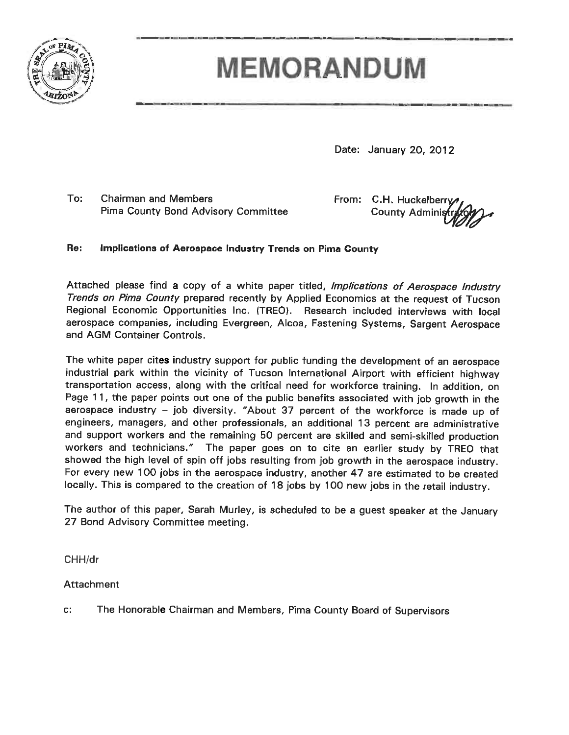# MEMORANDUM

Date: January 20, 2012

To: Chairman and Members
Pima County Bond Advisory Committee

From: C.H. Huckelberry
County Administrator

**Re: Implications of Aerospace Industry Trends on Pima County**

Attached please find a copy of a white paper titled, *Implications of Aerospace Industry Trends on Pima County* prepared recently by Applied Economics at the request of Tucson Regional Economic Opportunities Inc. (TREO). Research included interviews with local aerospace companies, including Evergreen, Alcoa, Fastening Systems, Sargent Aerospace and AGM Container Controls.

The white paper cites industry support for public funding the development of an aerospace industrial park within the vicinity of Tucson International Airport with efficient highway transportation access, along with the critical need for workforce training. In addition, on Page 11, the paper points out one of the public benefits associated with job growth in the aerospace industry – job diversity. "About 37 percent of the workforce is made up of engineers, managers, and other professionals, an additional 13 percent are administrative and support workers and the remaining 50 percent are skilled and semi-skilled production workers and technicians." The paper goes on to cite an earlier study by TREO that showed the high level of spin off jobs resulting from job growth in the aerospace industry. For every new 100 jobs in the aerospace industry, another 47 are estimated to be created locally. This is compared to the creation of 18 jobs by 100 new jobs in the retail industry.

The author of this paper, Sarah Murley, is scheduled to be a guest speaker at the January 27 Bond Advisory Committee meeting.

CHH/dr

Attachment

c: The Honorable Chairman and Members, Pima County Board of Supervisors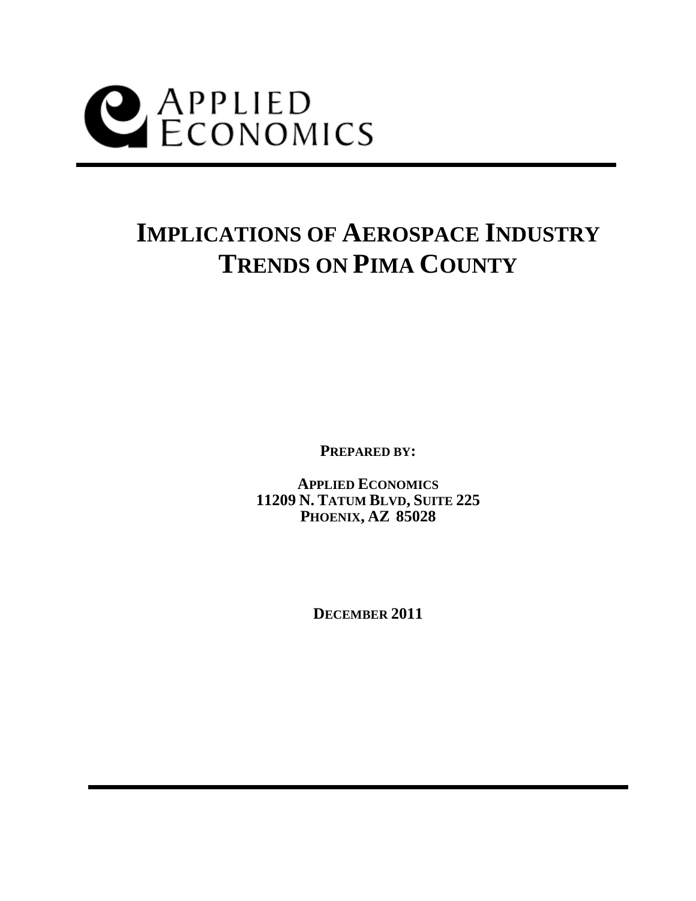APPLIED
ECONOMICS

# IMPLICATIONS OF AEROSPACE INDUSTRY TRENDS ON PIMA COUNTY

**PREPARED BY:**

**APPLIED ECONOMICS**
**11209 N. TATUM BLVD, SUITE 225**
**PHOENIX, AZ 85028**

**DECEMBER 2011**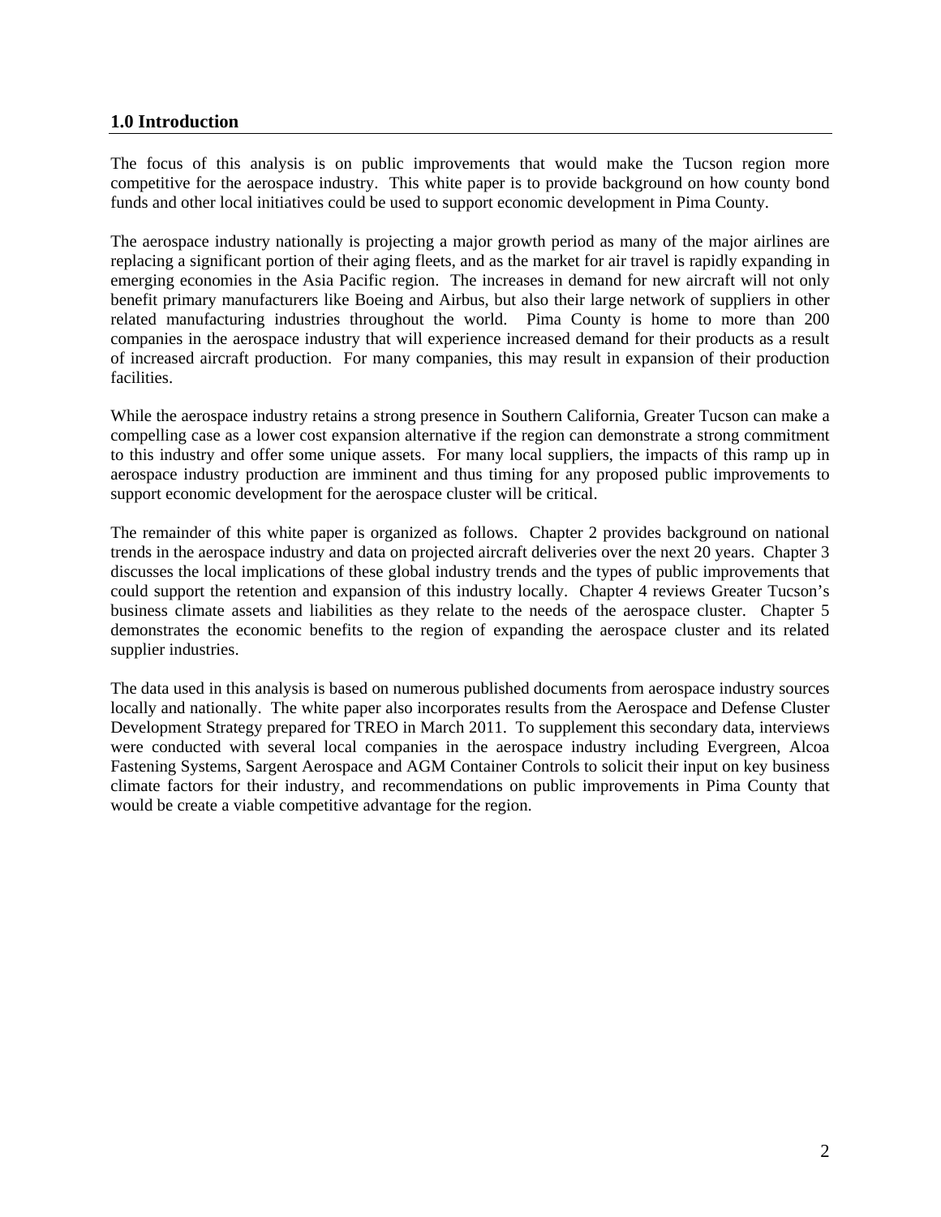## 1.0 Introduction

The focus of this analysis is on public improvements that would make the Tucson region more competitive for the aerospace industry. This white paper is to provide background on how county bond funds and other local initiatives could be used to support economic development in Pima County.

The aerospace industry nationally is projecting a major growth period as many of the major airlines are replacing a significant portion of their aging fleets, and as the market for air travel is rapidly expanding in emerging economies in the Asia Pacific region. The increases in demand for new aircraft will not only benefit primary manufacturers like Boeing and Airbus, but also their large network of suppliers in other related manufacturing industries throughout the world. Pima County is home to more than 200 companies in the aerospace industry that will experience increased demand for their products as a result of increased aircraft production. For many companies, this may result in expansion of their production facilities.

While the aerospace industry retains a strong presence in Southern California, Greater Tucson can make a compelling case as a lower cost expansion alternative if the region can demonstrate a strong commitment to this industry and offer some unique assets. For many local suppliers, the impacts of this ramp up in aerospace industry production are imminent and thus timing for any proposed public improvements to support economic development for the aerospace cluster will be critical.

The remainder of this white paper is organized as follows. Chapter 2 provides background on national trends in the aerospace industry and data on projected aircraft deliveries over the next 20 years. Chapter 3 discusses the local implications of these global industry trends and the types of public improvements that could support the retention and expansion of this industry locally. Chapter 4 reviews Greater Tucson's business climate assets and liabilities as they relate to the needs of the aerospace cluster. Chapter 5 demonstrates the economic benefits to the region of expanding the aerospace cluster and its related supplier industries.

The data used in this analysis is based on numerous published documents from aerospace industry sources locally and nationally. The white paper also incorporates results from the Aerospace and Defense Cluster Development Strategy prepared for TREO in March 2011. To supplement this secondary data, interviews were conducted with several local companies in the aerospace industry including Evergreen, Alcoa Fastening Systems, Sargent Aerospace and AGM Container Controls to solicit their input on key business climate factors for their industry, and recommendations on public improvements in Pima County that would be create a viable competitive advantage for the region.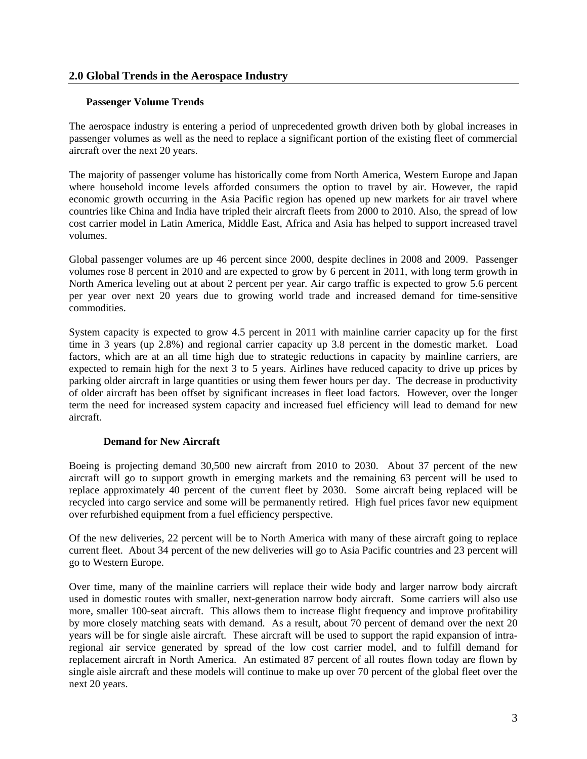## 2.0 Global Trends in the Aerospace Industry

### Passenger Volume Trends

The aerospace industry is entering a period of unprecedented growth driven both by global increases in passenger volumes as well as the need to replace a significant portion of the existing fleet of commercial aircraft over the next 20 years.

The majority of passenger volume has historically come from North America, Western Europe and Japan where household income levels afforded consumers the option to travel by air. However, the rapid economic growth occurring in the Asia Pacific region has opened up new markets for air travel where countries like China and India have tripled their aircraft fleets from 2000 to 2010. Also, the spread of low cost carrier model in Latin America, Middle East, Africa and Asia has helped to support increased travel volumes.

Global passenger volumes are up 46 percent since 2000, despite declines in 2008 and 2009. Passenger volumes rose 8 percent in 2010 and are expected to grow by 6 percent in 2011, with long term growth in North America leveling out at about 2 percent per year. Air cargo traffic is expected to grow 5.6 percent per year over next 20 years due to growing world trade and increased demand for time-sensitive commodities.

System capacity is expected to grow 4.5 percent in 2011 with mainline carrier capacity up for the first time in 3 years (up 2.8%) and regional carrier capacity up 3.8 percent in the domestic market. Load factors, which are at an all time high due to strategic reductions in capacity by mainline carriers, are expected to remain high for the next 3 to 5 years. Airlines have reduced capacity to drive up prices by parking older aircraft in large quantities or using them fewer hours per day. The decrease in productivity of older aircraft has been offset by significant increases in fleet load factors. However, over the longer term the need for increased system capacity and increased fuel efficiency will lead to demand for new aircraft.

### Demand for New Aircraft

Boeing is projecting demand 30,500 new aircraft from 2010 to 2030. About 37 percent of the new aircraft will go to support growth in emerging markets and the remaining 63 percent will be used to replace approximately 40 percent of the current fleet by 2030. Some aircraft being replaced will be recycled into cargo service and some will be permanently retired. High fuel prices favor new equipment over refurbished equipment from a fuel efficiency perspective.

Of the new deliveries, 22 percent will be to North America with many of these aircraft going to replace current fleet. About 34 percent of the new deliveries will go to Asia Pacific countries and 23 percent will go to Western Europe.

Over time, many of the mainline carriers will replace their wide body and larger narrow body aircraft used in domestic routes with smaller, next-generation narrow body aircraft. Some carriers will also use more, smaller 100-seat aircraft. This allows them to increase flight frequency and improve profitability by more closely matching seats with demand. As a result, about 70 percent of demand over the next 20 years will be for single aisle aircraft. These aircraft will be used to support the rapid expansion of intra-regional air service generated by spread of the low cost carrier model, and to fulfill demand for replacement aircraft in North America. An estimated 87 percent of all routes flown today are flown by single aisle aircraft and these models will continue to make up over 70 percent of the global fleet over the next 20 years.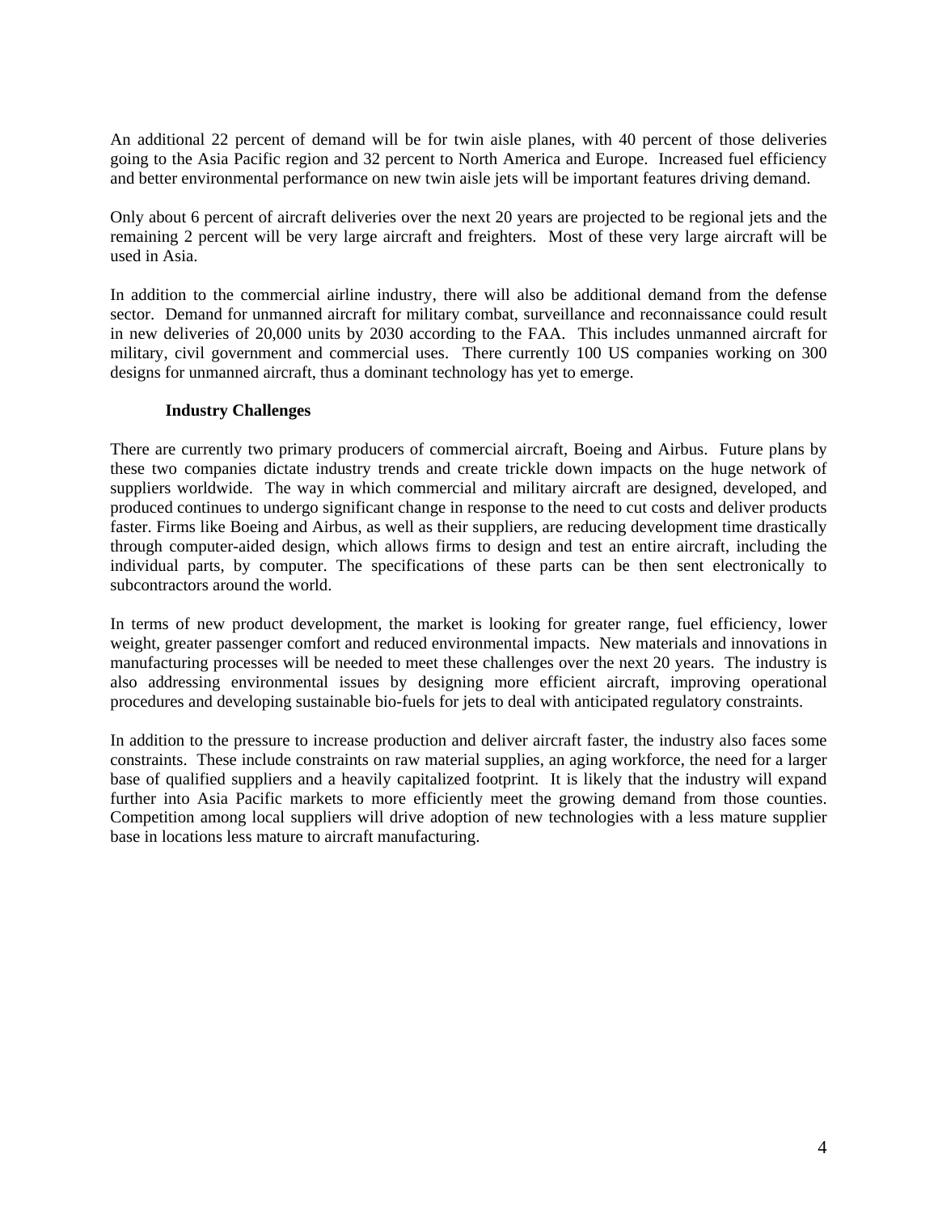An additional 22 percent of demand will be for twin aisle planes, with 40 percent of those deliveries going to the Asia Pacific region and 32 percent to North America and Europe. Increased fuel efficiency and better environmental performance on new twin aisle jets will be important features driving demand.

Only about 6 percent of aircraft deliveries over the next 20 years are projected to be regional jets and the remaining 2 percent will be very large aircraft and freighters. Most of these very large aircraft will be used in Asia.

In addition to the commercial airline industry, there will also be additional demand from the defense sector. Demand for unmanned aircraft for military combat, surveillance and reconnaissance could result in new deliveries of 20,000 units by 2030 according to the FAA. This includes unmanned aircraft for military, civil government and commercial uses. There currently 100 US companies working on 300 designs for unmanned aircraft, thus a dominant technology has yet to emerge.

### Industry Challenges

There are currently two primary producers of commercial aircraft, Boeing and Airbus. Future plans by these two companies dictate industry trends and create trickle down impacts on the huge network of suppliers worldwide. The way in which commercial and military aircraft are designed, developed, and produced continues to undergo significant change in response to the need to cut costs and deliver products faster. Firms like Boeing and Airbus, as well as their suppliers, are reducing development time drastically through computer-aided design, which allows firms to design and test an entire aircraft, including the individual parts, by computer. The specifications of these parts can be then sent electronically to subcontractors around the world.

In terms of new product development, the market is looking for greater range, fuel efficiency, lower weight, greater passenger comfort and reduced environmental impacts. New materials and innovations in manufacturing processes will be needed to meet these challenges over the next 20 years. The industry is also addressing environmental issues by designing more efficient aircraft, improving operational procedures and developing sustainable bio-fuels for jets to deal with anticipated regulatory constraints.

In addition to the pressure to increase production and deliver aircraft faster, the industry also faces some constraints. These include constraints on raw material supplies, an aging workforce, the need for a larger base of qualified suppliers and a heavily capitalized footprint. It is likely that the industry will expand further into Asia Pacific markets to more efficiently meet the growing demand from those counties. Competition among local suppliers will drive adoption of new technologies with a less mature supplier base in locations less mature to aircraft manufacturing.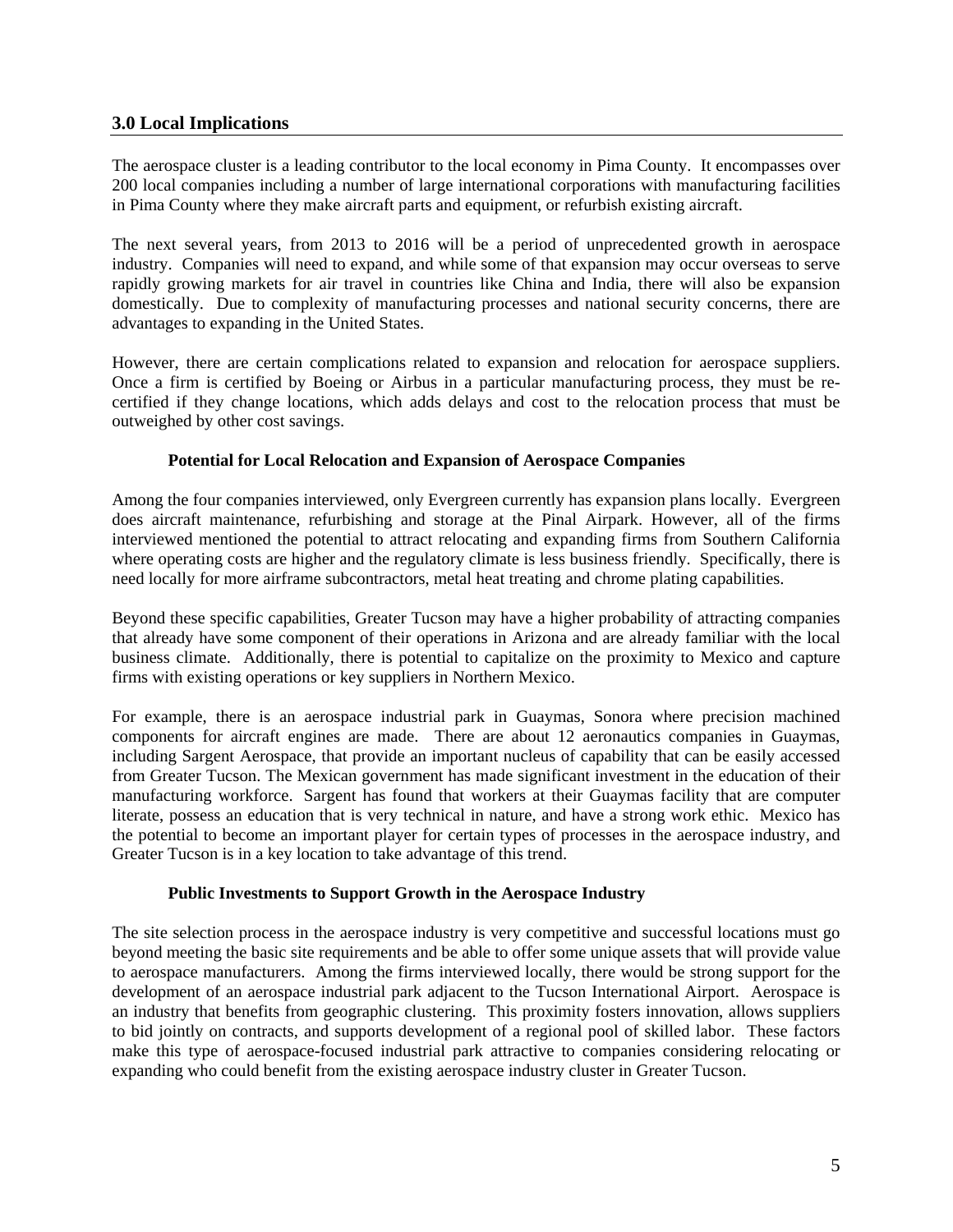## 3.0 Local Implications

The aerospace cluster is a leading contributor to the local economy in Pima County. It encompasses over 200 local companies including a number of large international corporations with manufacturing facilities in Pima County where they make aircraft parts and equipment, or refurbish existing aircraft.

The next several years, from 2013 to 2016 will be a period of unprecedented growth in aerospace industry. Companies will need to expand, and while some of that expansion may occur overseas to serve rapidly growing markets for air travel in countries like China and India, there will also be expansion domestically. Due to complexity of manufacturing processes and national security concerns, there are advantages to expanding in the United States.

However, there are certain complications related to expansion and relocation for aerospace suppliers. Once a firm is certified by Boeing or Airbus in a particular manufacturing process, they must be re-certified if they change locations, which adds delays and cost to the relocation process that must be outweighed by other cost savings.

### Potential for Local Relocation and Expansion of Aerospace Companies

Among the four companies interviewed, only Evergreen currently has expansion plans locally. Evergreen does aircraft maintenance, refurbishing and storage at the Pinal Airpark. However, all of the firms interviewed mentioned the potential to attract relocating and expanding firms from Southern California where operating costs are higher and the regulatory climate is less business friendly. Specifically, there is need locally for more airframe subcontractors, metal heat treating and chrome plating capabilities.

Beyond these specific capabilities, Greater Tucson may have a higher probability of attracting companies that already have some component of their operations in Arizona and are already familiar with the local business climate. Additionally, there is potential to capitalize on the proximity to Mexico and capture firms with existing operations or key suppliers in Northern Mexico.

For example, there is an aerospace industrial park in Guaymas, Sonora where precision machined components for aircraft engines are made. There are about 12 aeronautics companies in Guaymas, including Sargent Aerospace, that provide an important nucleus of capability that can be easily accessed from Greater Tucson. The Mexican government has made significant investment in the education of their manufacturing workforce. Sargent has found that workers at their Guaymas facility that are computer literate, possess an education that is very technical in nature, and have a strong work ethic. Mexico has the potential to become an important player for certain types of processes in the aerospace industry, and Greater Tucson is in a key location to take advantage of this trend.

### Public Investments to Support Growth in the Aerospace Industry

The site selection process in the aerospace industry is very competitive and successful locations must go beyond meeting the basic site requirements and be able to offer some unique assets that will provide value to aerospace manufacturers. Among the firms interviewed locally, there would be strong support for the development of an aerospace industrial park adjacent to the Tucson International Airport. Aerospace is an industry that benefits from geographic clustering. This proximity fosters innovation, allows suppliers to bid jointly on contracts, and supports development of a regional pool of skilled labor. These factors make this type of aerospace-focused industrial park attractive to companies considering relocating or expanding who could benefit from the existing aerospace industry cluster in Greater Tucson.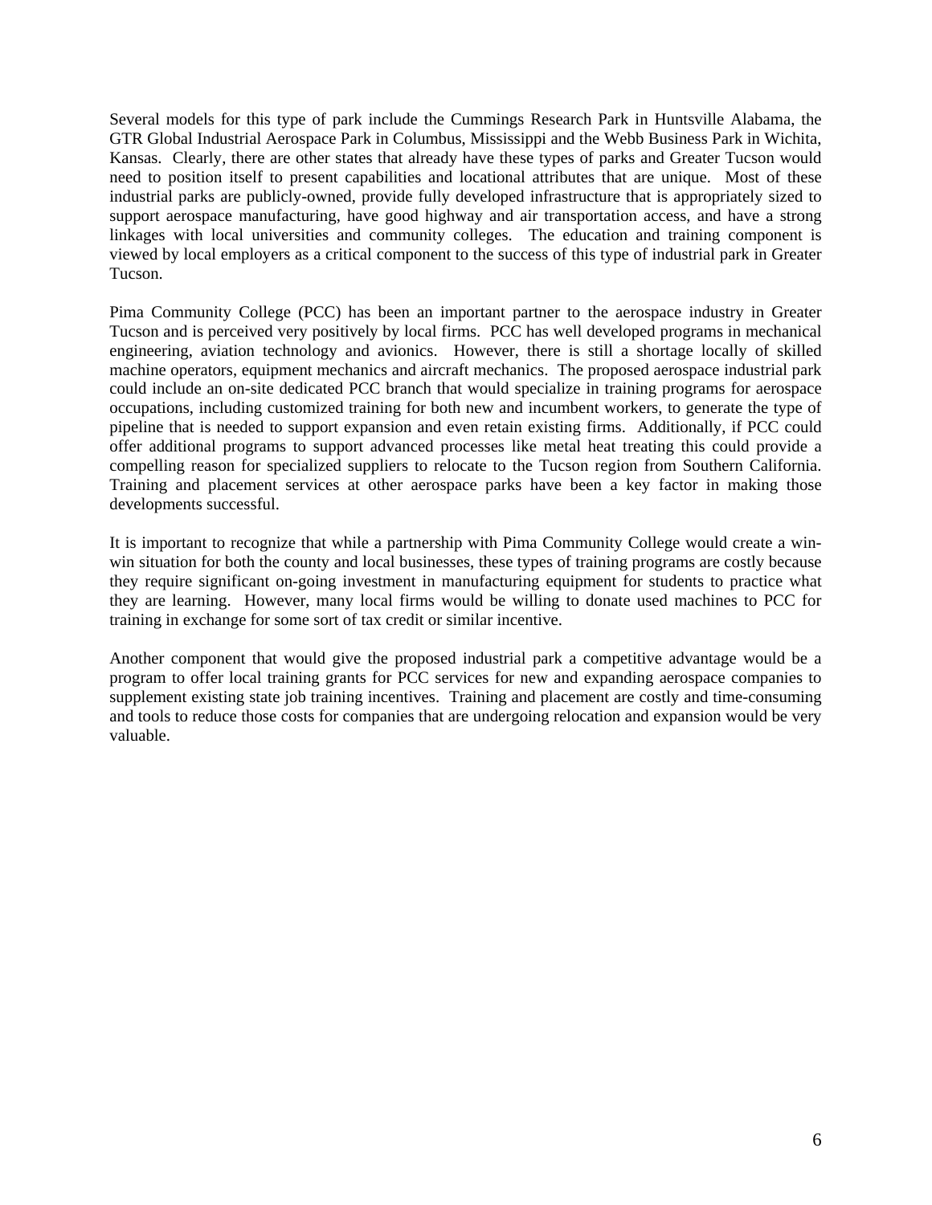Several models for this type of park include the Cummings Research Park in Huntsville Alabama, the GTR Global Industrial Aerospace Park in Columbus, Mississippi and the Webb Business Park in Wichita, Kansas. Clearly, there are other states that already have these types of parks and Greater Tucson would need to position itself to present capabilities and locational attributes that are unique. Most of these industrial parks are publicly-owned, provide fully developed infrastructure that is appropriately sized to support aerospace manufacturing, have good highway and air transportation access, and have a strong linkages with local universities and community colleges. The education and training component is viewed by local employers as a critical component to the success of this type of industrial park in Greater Tucson.

Pima Community College (PCC) has been an important partner to the aerospace industry in Greater Tucson and is perceived very positively by local firms. PCC has well developed programs in mechanical engineering, aviation technology and avionics. However, there is still a shortage locally of skilled machine operators, equipment mechanics and aircraft mechanics. The proposed aerospace industrial park could include an on-site dedicated PCC branch that would specialize in training programs for aerospace occupations, including customized training for both new and incumbent workers, to generate the type of pipeline that is needed to support expansion and even retain existing firms. Additionally, if PCC could offer additional programs to support advanced processes like metal heat treating this could provide a compelling reason for specialized suppliers to relocate to the Tucson region from Southern California. Training and placement services at other aerospace parks have been a key factor in making those developments successful.

It is important to recognize that while a partnership with Pima Community College would create a win-win situation for both the county and local businesses, these types of training programs are costly because they require significant on-going investment in manufacturing equipment for students to practice what they are learning. However, many local firms would be willing to donate used machines to PCC for training in exchange for some sort of tax credit or similar incentive.

Another component that would give the proposed industrial park a competitive advantage would be a program to offer local training grants for PCC services for new and expanding aerospace companies to supplement existing state job training incentives. Training and placement are costly and time-consuming and tools to reduce those costs for companies that are undergoing relocation and expansion would be very valuable.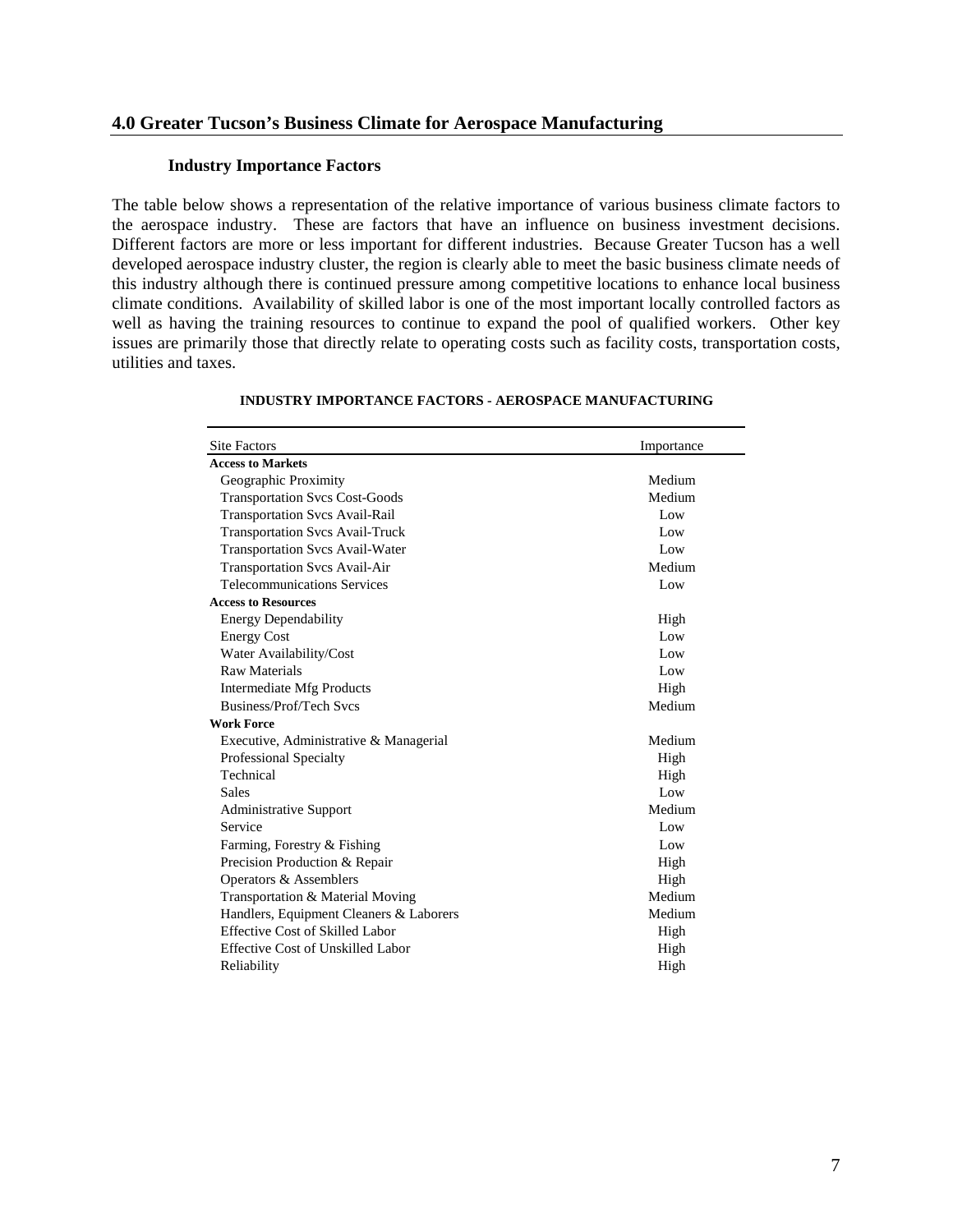## 4.0 Greater Tucson's Business Climate for Aerospace Manufacturing

### Industry Importance Factors

The table below shows a representation of the relative importance of various business climate factors to the aerospace industry. These are factors that have an influence on business investment decisions. Different factors are more or less important for different industries. Because Greater Tucson has a well developed aerospace industry cluster, the region is clearly able to meet the basic business climate needs of this industry although there is continued pressure among competitive locations to enhance local business climate conditions. Availability of skilled labor is one of the most important locally controlled factors as well as having the training resources to continue to expand the pool of qualified workers. Other key issues are primarily those that directly relate to operating costs such as facility costs, transportation costs, utilities and taxes.

**INDUSTRY IMPORTANCE FACTORS - AEROSPACE MANUFACTURING**

| Site Factors | Importance |
|---|---|
| **Access to Markets** | |
| Geographic Proximity | Medium |
| Transportation Svcs Cost-Goods | Medium |
| Transportation Svcs Avail-Rail | Low |
| Transportation Svcs Avail-Truck | Low |
| Transportation Svcs Avail-Water | Low |
| Transportation Svcs Avail-Air | Medium |
| Telecommunications Services | Low |
| **Access to Resources** | |
| Energy Dependability | High |
| Energy Cost | Low |
| Water Availability/Cost | Low |
| Raw Materials | Low |
| Intermediate Mfg Products | High |
| Business/Prof/Tech Svcs | Medium |
| **Work Force** | |
| Executive, Administrative & Managerial | Medium |
| Professional Specialty | High |
| Technical | High |
| Sales | Low |
| Administrative Support | Medium |
| Service | Low |
| Farming, Forestry & Fishing | Low |
| Precision Production & Repair | High |
| Operators & Assemblers | High |
| Transportation & Material Moving | Medium |
| Handlers, Equipment Cleaners & Laborers | Medium |
| Effective Cost of Skilled Labor | High |
| Effective Cost of Unskilled Labor | High |
| Reliability | High |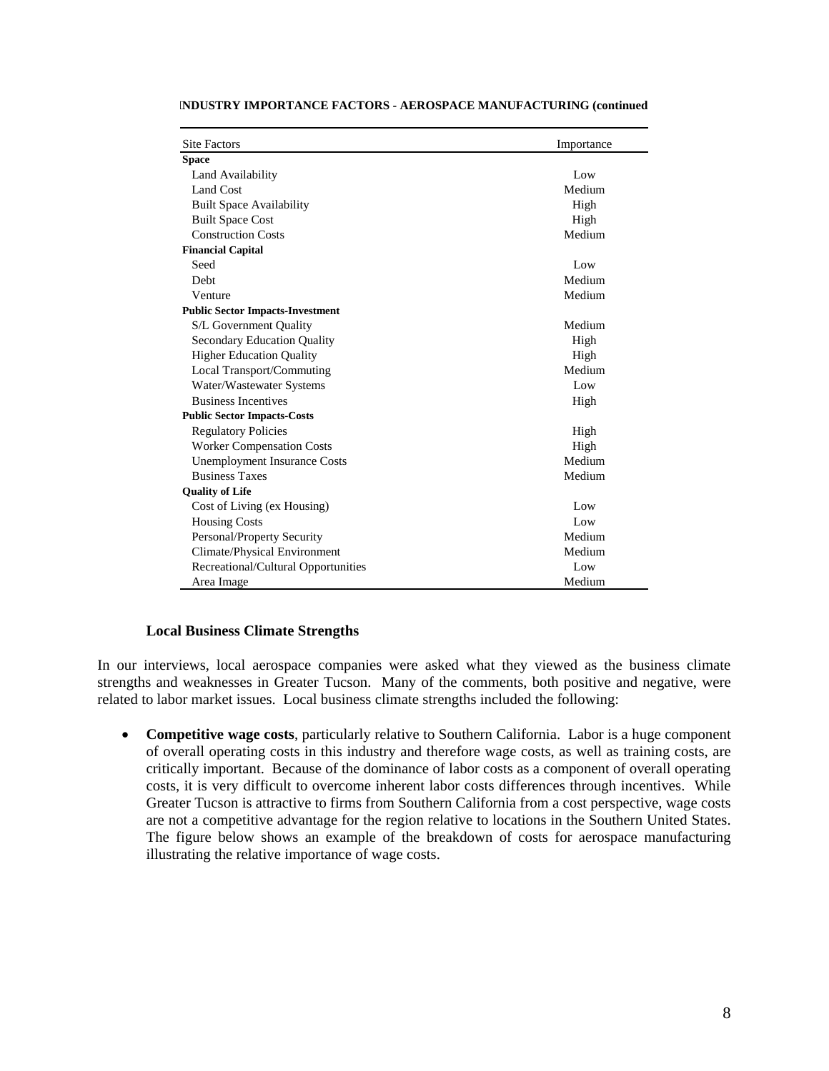**INDUSTRY IMPORTANCE FACTORS - AEROSPACE MANUFACTURING (continued**

| Site Factors | Importance |
|---|---|
| **Space** | |
| Land Availability | Low |
| Land Cost | Medium |
| Built Space Availability | High |
| Built Space Cost | High |
| Construction Costs | Medium |
| **Financial Capital** | |
| Seed | Low |
| Debt | Medium |
| Venture | Medium |
| **Public Sector Impacts-Investment** | |
| S/L Government Quality | Medium |
| Secondary Education Quality | High |
| Higher Education Quality | High |
| Local Transport/Commuting | Medium |
| Water/Wastewater Systems | Low |
| Business Incentives | High |
| **Public Sector Impacts-Costs** | |
| Regulatory Policies | High |
| Worker Compensation Costs | High |
| Unemployment Insurance Costs | Medium |
| Business Taxes | Medium |
| **Quality of Life** | |
| Cost of Living (ex Housing) | Low |
| Housing Costs | Low |
| Personal/Property Security | Medium |
| Climate/Physical Environment | Medium |
| Recreational/Cultural Opportunities | Low |
| Area Image | Medium |

### Local Business Climate Strengths

In our interviews, local aerospace companies were asked what they viewed as the business climate strengths and weaknesses in Greater Tucson. Many of the comments, both positive and negative, were related to labor market issues. Local business climate strengths included the following:

- **Competitive wage costs**, particularly relative to Southern California. Labor is a huge component of overall operating costs in this industry and therefore wage costs, as well as training costs, are critically important. Because of the dominance of labor costs as a component of overall operating costs, it is very difficult to overcome inherent labor costs differences through incentives. While Greater Tucson is attractive to firms from Southern California from a cost perspective, wage costs are not a competitive advantage for the region relative to locations in the Southern United States. The figure below shows an example of the breakdown of costs for aerospace manufacturing illustrating the relative importance of wage costs.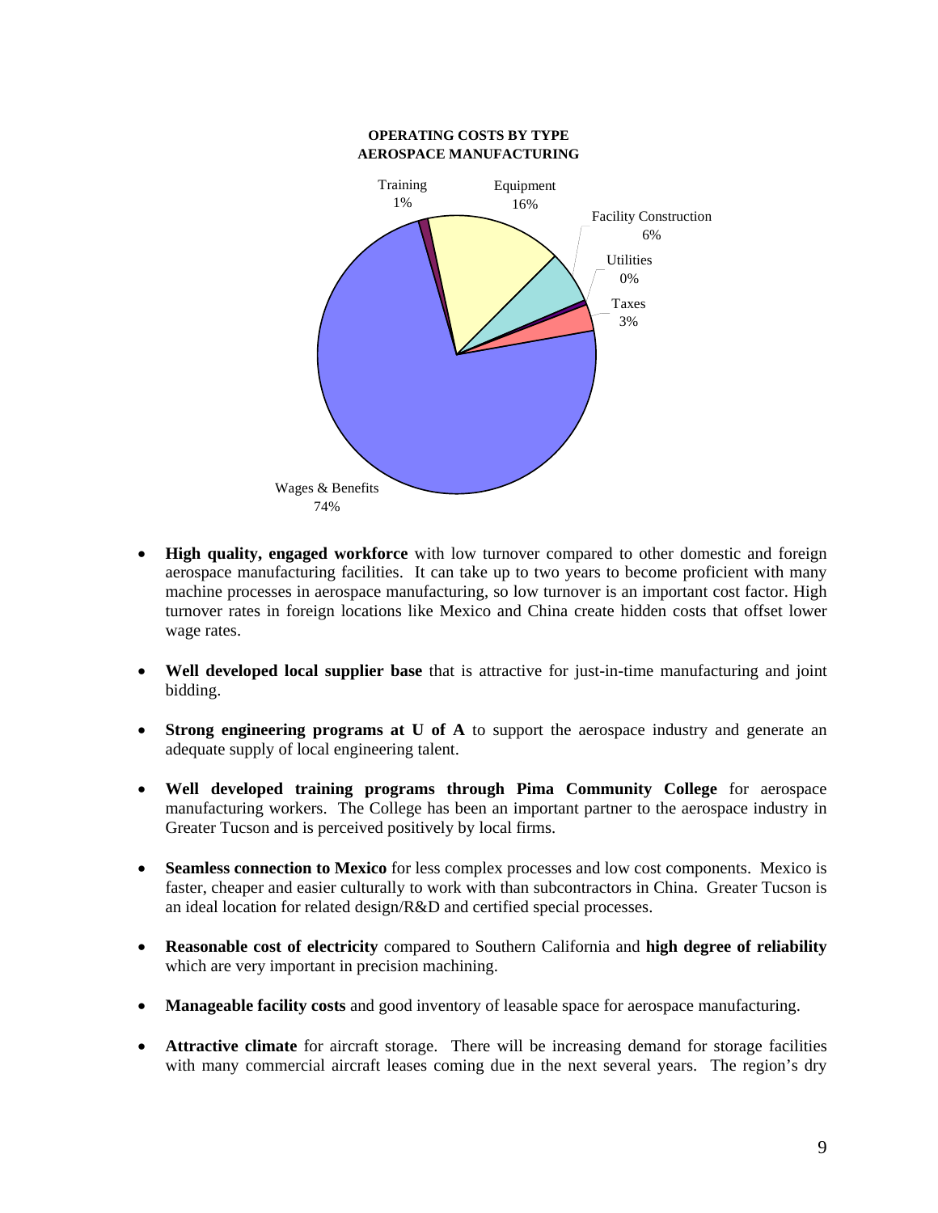**OPERATING COSTS BY TYPE**
**AEROSPACE MANUFACTURING**

| Type | Share |
|---|---|
| Wages & Benefits | 74% |
| Equipment | 16% |
| Facility Construction | 6% |
| Taxes | 3% |
| Training | 1% |
| Utilities | 0% |

- **High quality, engaged workforce** with low turnover compared to other domestic and foreign aerospace manufacturing facilities. It can take up to two years to become proficient with many machine processes in aerospace manufacturing, so low turnover is an important cost factor. High turnover rates in foreign locations like Mexico and China create hidden costs that offset lower wage rates.

- **Well developed local supplier base** that is attractive for just-in-time manufacturing and joint bidding.

- **Strong engineering programs at U of A** to support the aerospace industry and generate an adequate supply of local engineering talent.

- **Well developed training programs through Pima Community College** for aerospace manufacturing workers. The College has been an important partner to the aerospace industry in Greater Tucson and is perceived positively by local firms.

- **Seamless connection to Mexico** for less complex processes and low cost components. Mexico is faster, cheaper and easier culturally to work with than subcontractors in China. Greater Tucson is an ideal location for related design/R&D and certified special processes.

- **Reasonable cost of electricity** compared to Southern California and **high degree of reliability** which are very important in precision machining.

- **Manageable facility costs** and good inventory of leasable space for aerospace manufacturing.

- **Attractive climate** for aircraft storage. There will be increasing demand for storage facilities with many commercial aircraft leases coming due in the next several years. The region's dry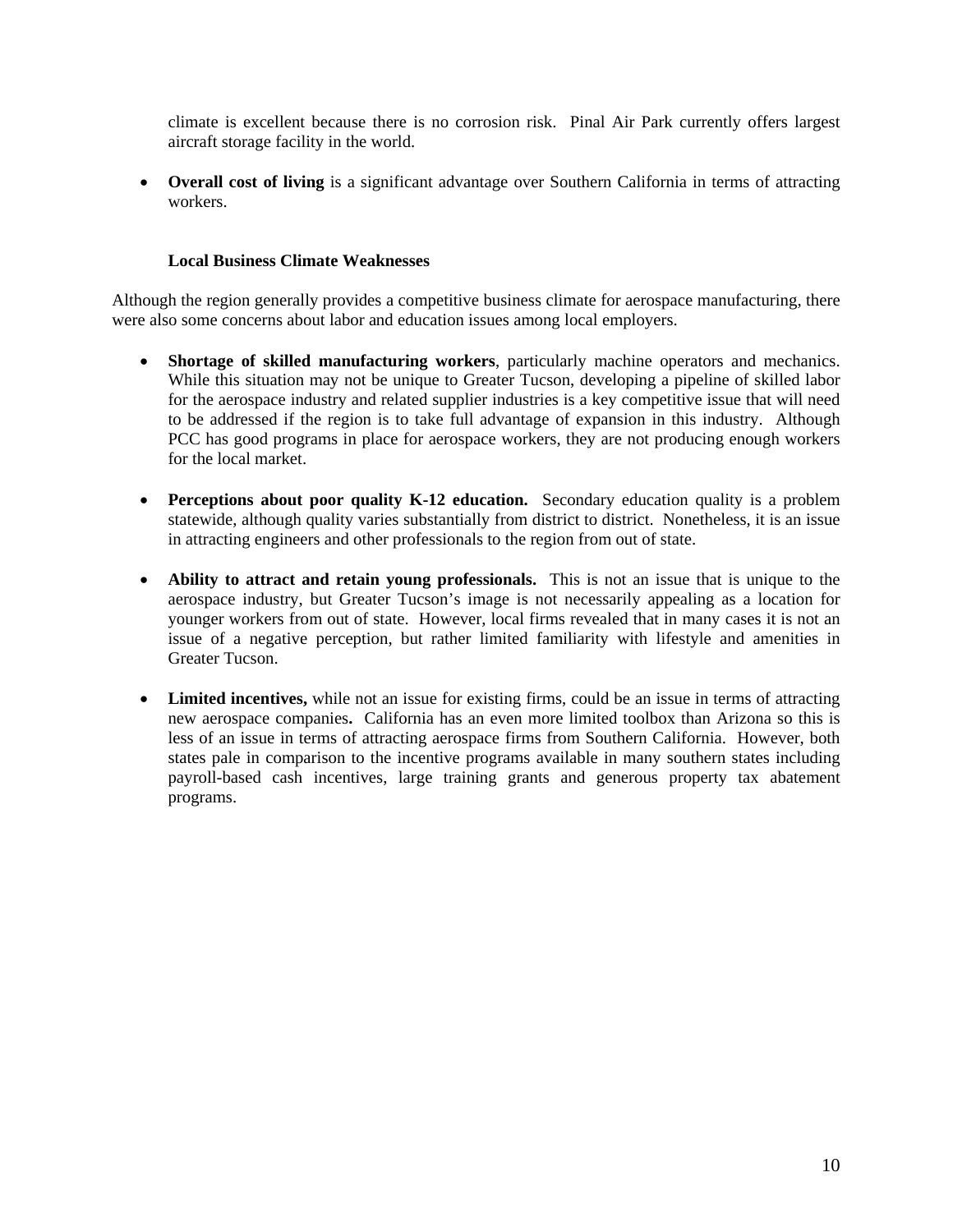climate is excellent because there is no corrosion risk. Pinal Air Park currently offers largest aircraft storage facility in the world.

- **Overall cost of living** is a significant advantage over Southern California in terms of attracting workers.

### Local Business Climate Weaknesses

Although the region generally provides a competitive business climate for aerospace manufacturing, there were also some concerns about labor and education issues among local employers.

- **Shortage of skilled manufacturing workers**, particularly machine operators and mechanics. While this situation may not be unique to Greater Tucson, developing a pipeline of skilled labor for the aerospace industry and related supplier industries is a key competitive issue that will need to be addressed if the region is to take full advantage of expansion in this industry. Although PCC has good programs in place for aerospace workers, they are not producing enough workers for the local market.

- **Perceptions about poor quality K-12 education.** Secondary education quality is a problem statewide, although quality varies substantially from district to district. Nonetheless, it is an issue in attracting engineers and other professionals to the region from out of state.

- **Ability to attract and retain young professionals.** This is not an issue that is unique to the aerospace industry, but Greater Tucson's image is not necessarily appealing as a location for younger workers from out of state. However, local firms revealed that in many cases it is not an issue of a negative perception, but rather limited familiarity with lifestyle and amenities in Greater Tucson.

- **Limited incentives,** while not an issue for existing firms, could be an issue in terms of attracting new aerospace companies**.** California has an even more limited toolbox than Arizona so this is less of an issue in terms of attracting aerospace firms from Southern California. However, both states pale in comparison to the incentive programs available in many southern states including payroll-based cash incentives, large training grants and generous property tax abatement programs.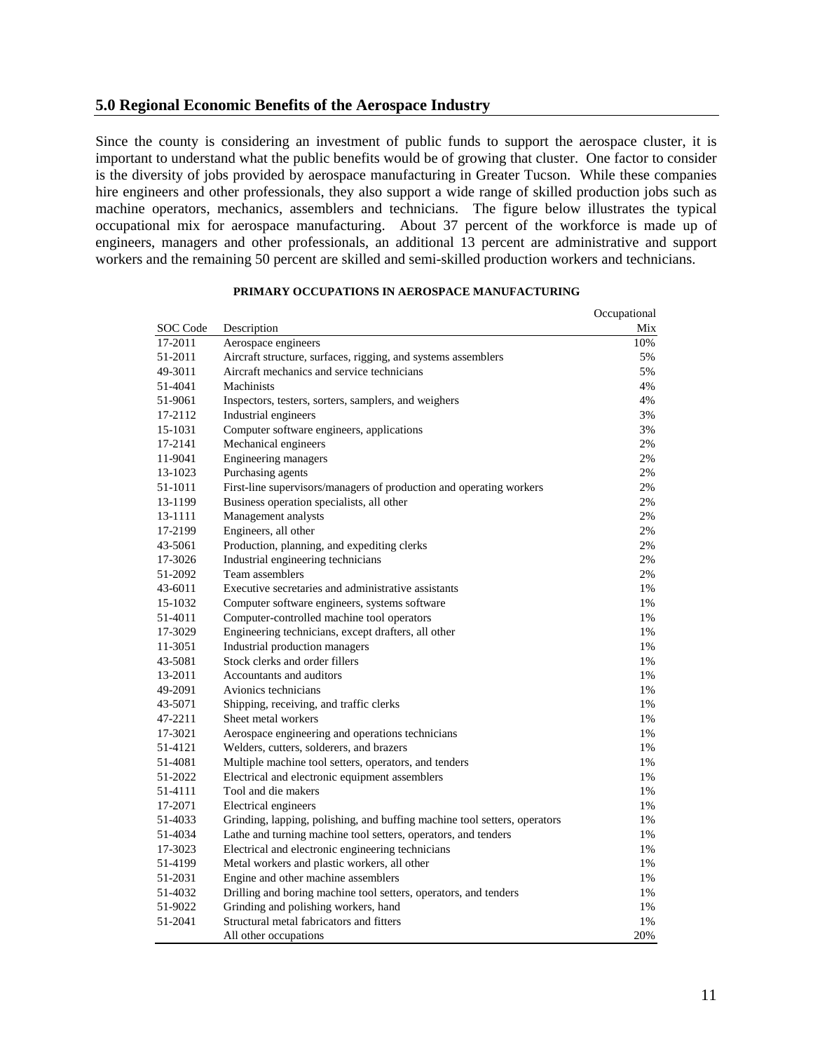## 5.0 Regional Economic Benefits of the Aerospace Industry

Since the county is considering an investment of public funds to support the aerospace cluster, it is important to understand what the public benefits would be of growing that cluster. One factor to consider is the diversity of jobs provided by aerospace manufacturing in Greater Tucson. While these companies hire engineers and other professionals, they also support a wide range of skilled production jobs such as machine operators, mechanics, assemblers and technicians. The figure below illustrates the typical occupational mix for aerospace manufacturing. About 37 percent of the workforce is made up of engineers, managers and other professionals, an additional 13 percent are administrative and support workers and the remaining 50 percent are skilled and semi-skilled production workers and technicians.

**PRIMARY OCCUPATIONS IN AEROSPACE MANUFACTURING**

| SOC Code | Description | Occupational Mix |
|---|---|---|
| 17-2011 | Aerospace engineers | 10% |
| 51-2011 | Aircraft structure, surfaces, rigging, and systems assemblers | 5% |
| 49-3011 | Aircraft mechanics and service technicians | 5% |
| 51-4041 | Machinists | 4% |
| 51-9061 | Inspectors, testers, sorters, samplers, and weighers | 4% |
| 17-2112 | Industrial engineers | 3% |
| 15-1031 | Computer software engineers, applications | 3% |
| 17-2141 | Mechanical engineers | 2% |
| 11-9041 | Engineering managers | 2% |
| 13-1023 | Purchasing agents | 2% |
| 51-1011 | First-line supervisors/managers of production and operating workers | 2% |
| 13-1199 | Business operation specialists, all other | 2% |
| 13-1111 | Management analysts | 2% |
| 17-2199 | Engineers, all other | 2% |
| 43-5061 | Production, planning, and expediting clerks | 2% |
| 17-3026 | Industrial engineering technicians | 2% |
| 51-2092 | Team assemblers | 2% |
| 43-6011 | Executive secretaries and administrative assistants | 1% |
| 15-1032 | Computer software engineers, systems software | 1% |
| 51-4011 | Computer-controlled machine tool operators | 1% |
| 17-3029 | Engineering technicians, except drafters, all other | 1% |
| 11-3051 | Industrial production managers | 1% |
| 43-5081 | Stock clerks and order fillers | 1% |
| 13-2011 | Accountants and auditors | 1% |
| 49-2091 | Avionics technicians | 1% |
| 43-5071 | Shipping, receiving, and traffic clerks | 1% |
| 47-2211 | Sheet metal workers | 1% |
| 17-3021 | Aerospace engineering and operations technicians | 1% |
| 51-4121 | Welders, cutters, solderers, and brazers | 1% |
| 51-4081 | Multiple machine tool setters, operators, and tenders | 1% |
| 51-2022 | Electrical and electronic equipment assemblers | 1% |
| 51-4111 | Tool and die makers | 1% |
| 17-2071 | Electrical engineers | 1% |
| 51-4033 | Grinding, lapping, polishing, and buffing machine tool setters, operators | 1% |
| 51-4034 | Lathe and turning machine tool setters, operators, and tenders | 1% |
| 17-3023 | Electrical and electronic engineering technicians | 1% |
| 51-4199 | Metal workers and plastic workers, all other | 1% |
| 51-2031 | Engine and other machine assemblers | 1% |
| 51-4032 | Drilling and boring machine tool setters, operators, and tenders | 1% |
| 51-9022 | Grinding and polishing workers, hand | 1% |
| 51-2041 | Structural metal fabricators and fitters | 1% |
| | All other occupations | 20% |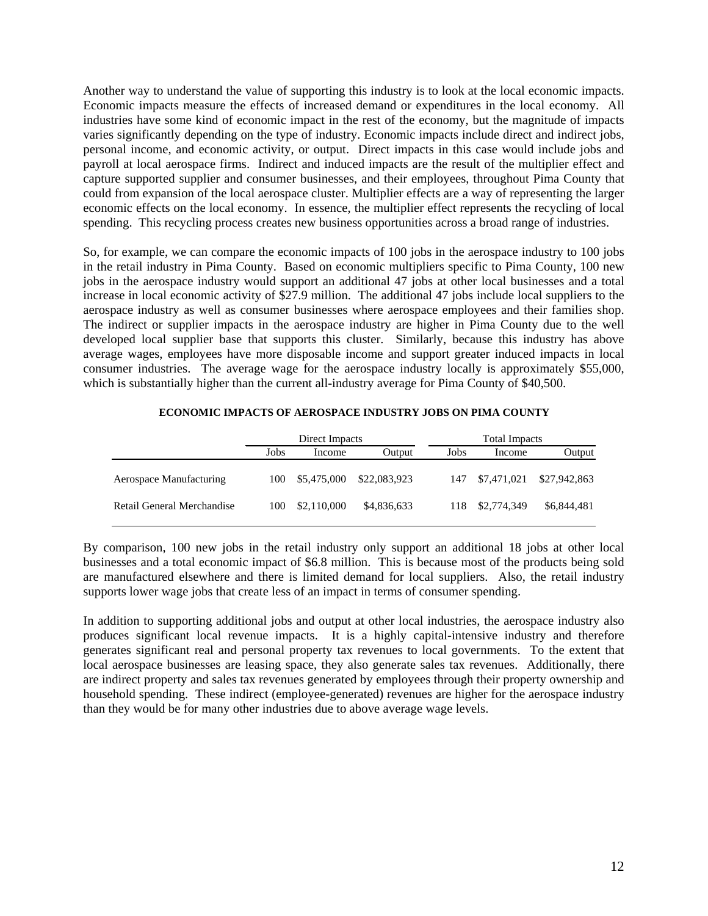Another way to understand the value of supporting this industry is to look at the local economic impacts. Economic impacts measure the effects of increased demand or expenditures in the local economy. All industries have some kind of economic impact in the rest of the economy, but the magnitude of impacts varies significantly depending on the type of industry. Economic impacts include direct and indirect jobs, personal income, and economic activity, or output. Direct impacts in this case would include jobs and payroll at local aerospace firms. Indirect and induced impacts are the result of the multiplier effect and capture supported supplier and consumer businesses, and their employees, throughout Pima County that could from expansion of the local aerospace cluster. Multiplier effects are a way of representing the larger economic effects on the local economy. In essence, the multiplier effect represents the recycling of local spending. This recycling process creates new business opportunities across a broad range of industries.

So, for example, we can compare the economic impacts of 100 jobs in the aerospace industry to 100 jobs in the retail industry in Pima County. Based on economic multipliers specific to Pima County, 100 new jobs in the aerospace industry would support an additional 47 jobs at other local businesses and a total increase in local economic activity of $27.9 million. The additional 47 jobs include local suppliers to the aerospace industry as well as consumer businesses where aerospace employees and their families shop. The indirect or supplier impacts in the aerospace industry are higher in Pima County due to the well developed local supplier base that supports this cluster. Similarly, because this industry has above average wages, employees have more disposable income and support greater induced impacts in local consumer industries. The average wage for the aerospace industry locally is approximately $55,000, which is substantially higher than the current all-industry average for Pima County of $40,500.

**ECONOMIC IMPACTS OF AEROSPACE INDUSTRY JOBS ON PIMA COUNTY**

| | Direct Impacts | | | Total Impacts | | |
|---|---|---|---|---|---|---|
| | Jobs | Income | Output | Jobs | Income | Output |
| Aerospace Manufacturing | 100 | $5,475,000 | $22,083,923 | 147 | $7,471,021 | $27,942,863 |
| Retail General Merchandise | 100 | $2,110,000 | $4,836,633 | 118 | $2,774,349 | $6,844,481 |

By comparison, 100 new jobs in the retail industry only support an additional 18 jobs at other local businesses and a total economic impact of $6.8 million. This is because most of the products being sold are manufactured elsewhere and there is limited demand for local suppliers. Also, the retail industry supports lower wage jobs that create less of an impact in terms of consumer spending.

In addition to supporting additional jobs and output at other local industries, the aerospace industry also produces significant local revenue impacts. It is a highly capital-intensive industry and therefore generates significant real and personal property tax revenues to local governments. To the extent that local aerospace businesses are leasing space, they also generate sales tax revenues. Additionally, there are indirect property and sales tax revenues generated by employees through their property ownership and household spending. These indirect (employee-generated) revenues are higher for the aerospace industry than they would be for many other industries due to above average wage levels.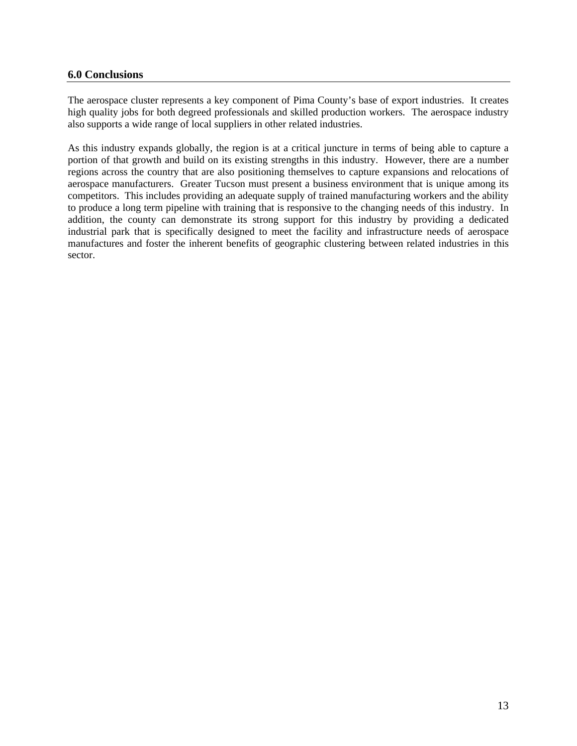## 6.0 Conclusions

The aerospace cluster represents a key component of Pima County's base of export industries. It creates high quality jobs for both degreed professionals and skilled production workers. The aerospace industry also supports a wide range of local suppliers in other related industries.

As this industry expands globally, the region is at a critical juncture in terms of being able to capture a portion of that growth and build on its existing strengths in this industry. However, there are a number regions across the country that are also positioning themselves to capture expansions and relocations of aerospace manufacturers. Greater Tucson must present a business environment that is unique among its competitors. This includes providing an adequate supply of trained manufacturing workers and the ability to produce a long term pipeline with training that is responsive to the changing needs of this industry. In addition, the county can demonstrate its strong support for this industry by providing a dedicated industrial park that is specifically designed to meet the facility and infrastructure needs of aerospace manufactures and foster the inherent benefits of geographic clustering between related industries in this sector.